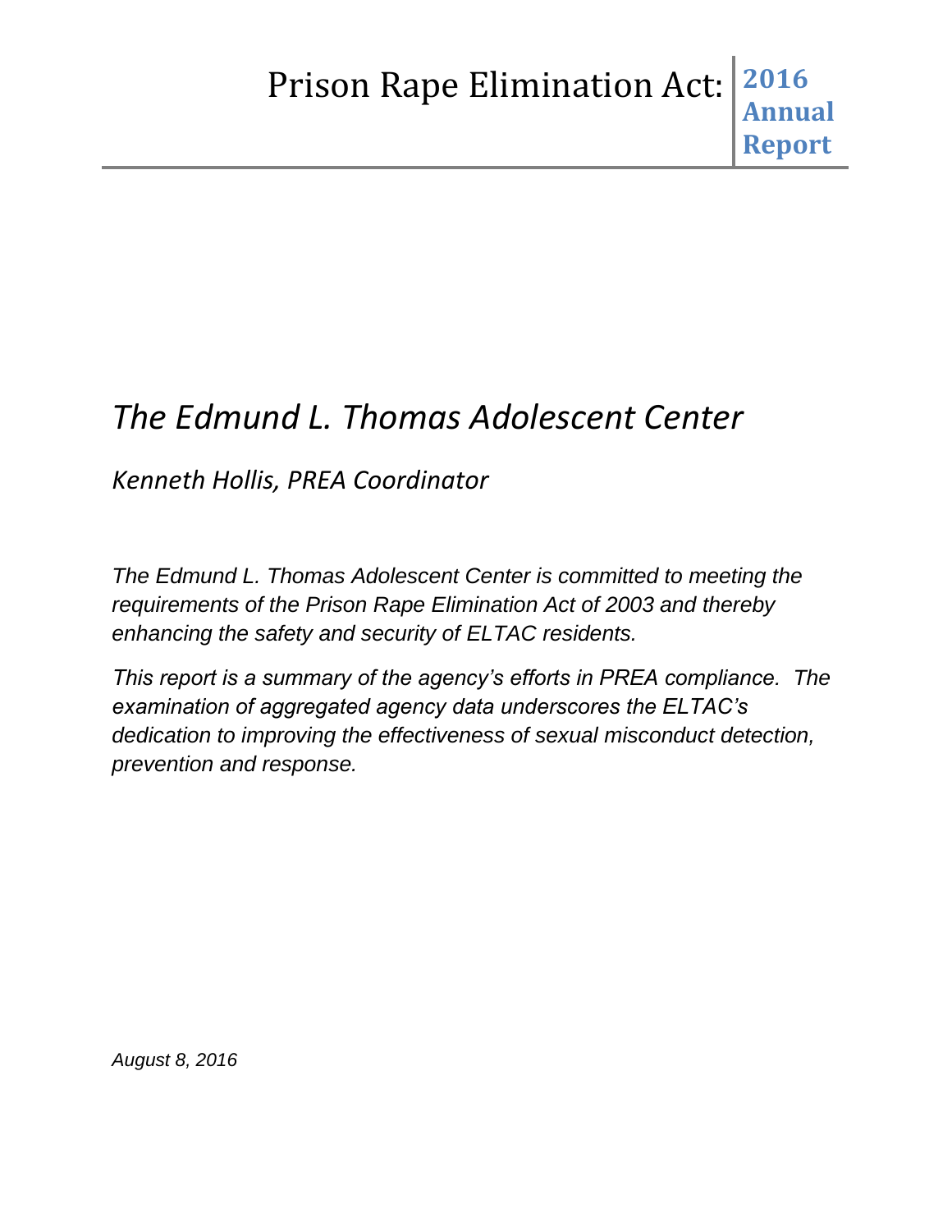# Prison Rape Elimination Act: 2016 Annual Report

## *The Edmund L. Thomas Adolescent Center*

*Kenneth Hollis, PREA Coordinator*

*The Edmund L. Thomas Adolescent Center is committed to meeting the requirements of the Prison Rape Elimination Act of 2003 and thereby enhancing the safety and security of ELTAC residents.*

*This report is a summary of the agency's efforts in PREA compliance. The examination of aggregated agency data underscores the ELTAC's dedication to improving the effectiveness of sexual misconduct detection, prevention and response.*

*August 8, 2016*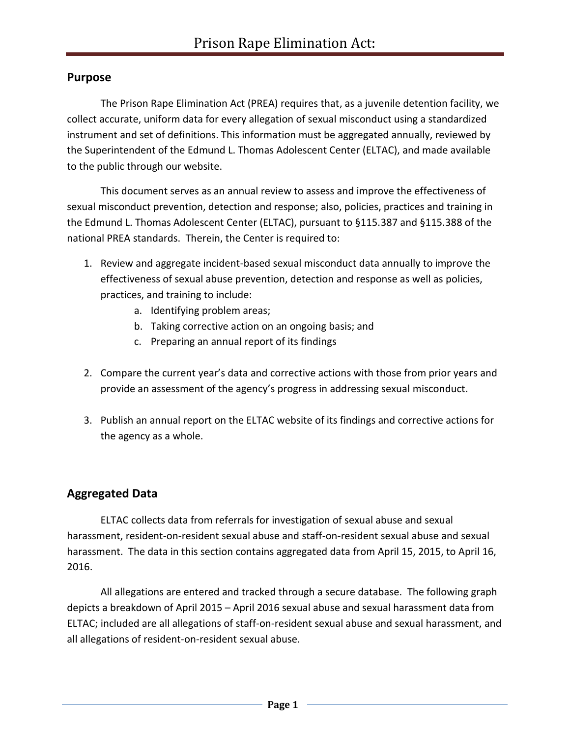# Prison Rape Elimination Act:

## Purpose

The Prison Rape Elimination Act (PREA) requires that, as a juvenile detention facility, we collect accurate, uniform data for every allegation of sexual misconduct using a standardized instrument and set of definitions. This information must be aggregated annually, reviewed by the Superintendent of the Edmund L. Thomas Adolescent Center (ELTAC), and made available to the public through our website.

This document serves as an annual review to assess and improve the effectiveness of sexual misconduct prevention, detection and response; also, policies, practices and training in the Edmund L. Thomas Adolescent Center (ELTAC), pursuant to §115.387 and §115.388 of the national PREA standards. Therein, the Center is required to:

1. Review and aggregate incident-based sexual misconduct data annually to improve the effectiveness of sexual abuse prevention, detection and response as well as policies, practices, and training to include:
   a. Identifying problem areas;
   b. Taking corrective action on an ongoing basis; and
   c. Preparing an annual report of its findings

2. Compare the current year's data and corrective actions with those from prior years and provide an assessment of the agency's progress in addressing sexual misconduct.

3. Publish an annual report on the ELTAC website of its findings and corrective actions for the agency as a whole.

## Aggregated Data

ELTAC collects data from referrals for investigation of sexual abuse and sexual harassment, resident-on-resident sexual abuse and staff-on-resident sexual abuse and sexual harassment. The data in this section contains aggregated data from April 15, 2015, to April 16, 2016.

All allegations are entered and tracked through a secure database. The following graph depicts a breakdown of April 2015 – April 2016 sexual abuse and sexual harassment data from ELTAC; included are all allegations of staff-on-resident sexual abuse and sexual harassment, and all allegations of resident-on-resident sexual abuse.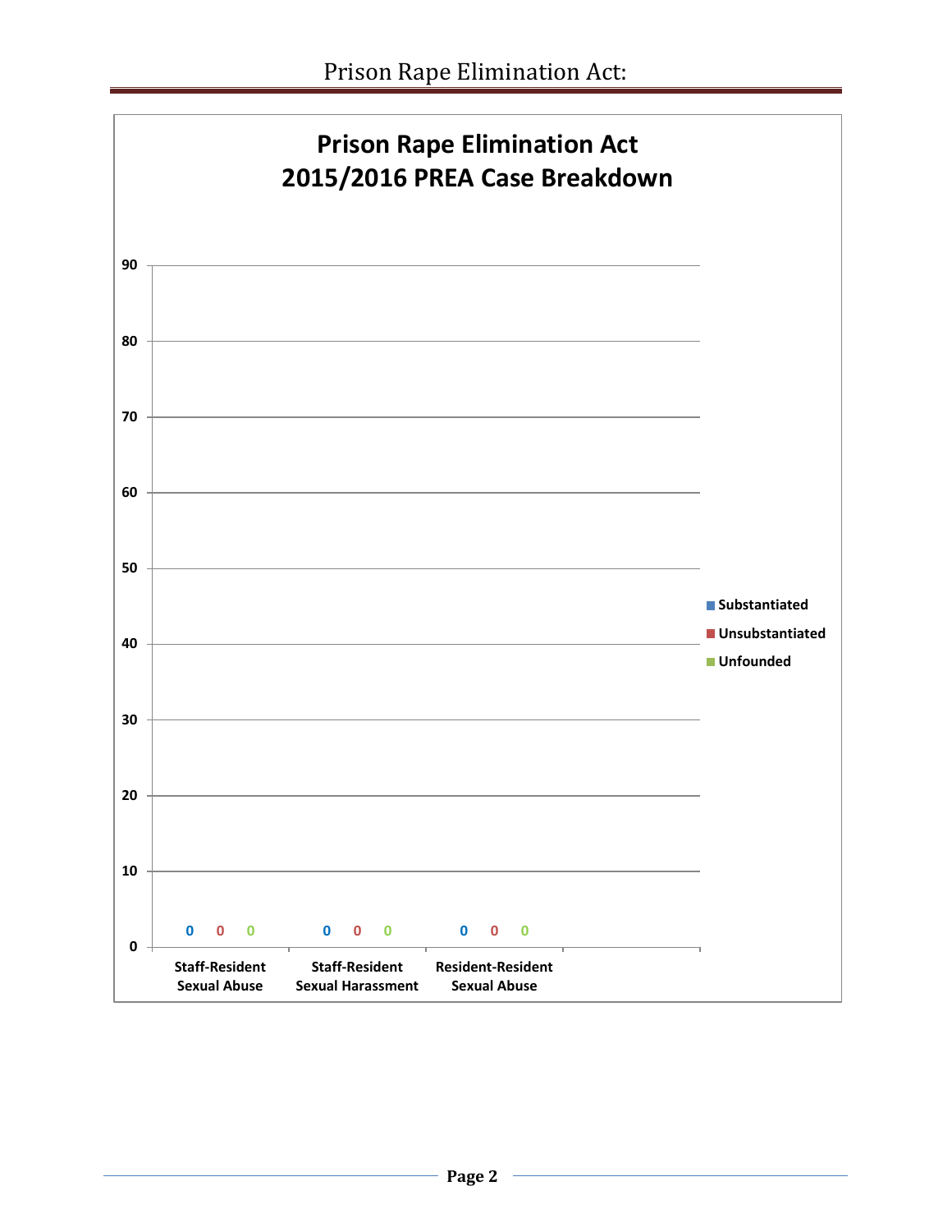# Prison Rape Elimination Act

## 2015/2016 PREA Case Breakdown

| | Substantiated | Unsubstantiated | Unfounded |
|---|---|---|---|
| Staff-Resident Sexual Abuse | 0 | 0 | 0 |
| Staff-Resident Sexual Harassment | 0 | 0 | 0 |
| Resident-Resident Sexual Abuse | 0 | 0 | 0 |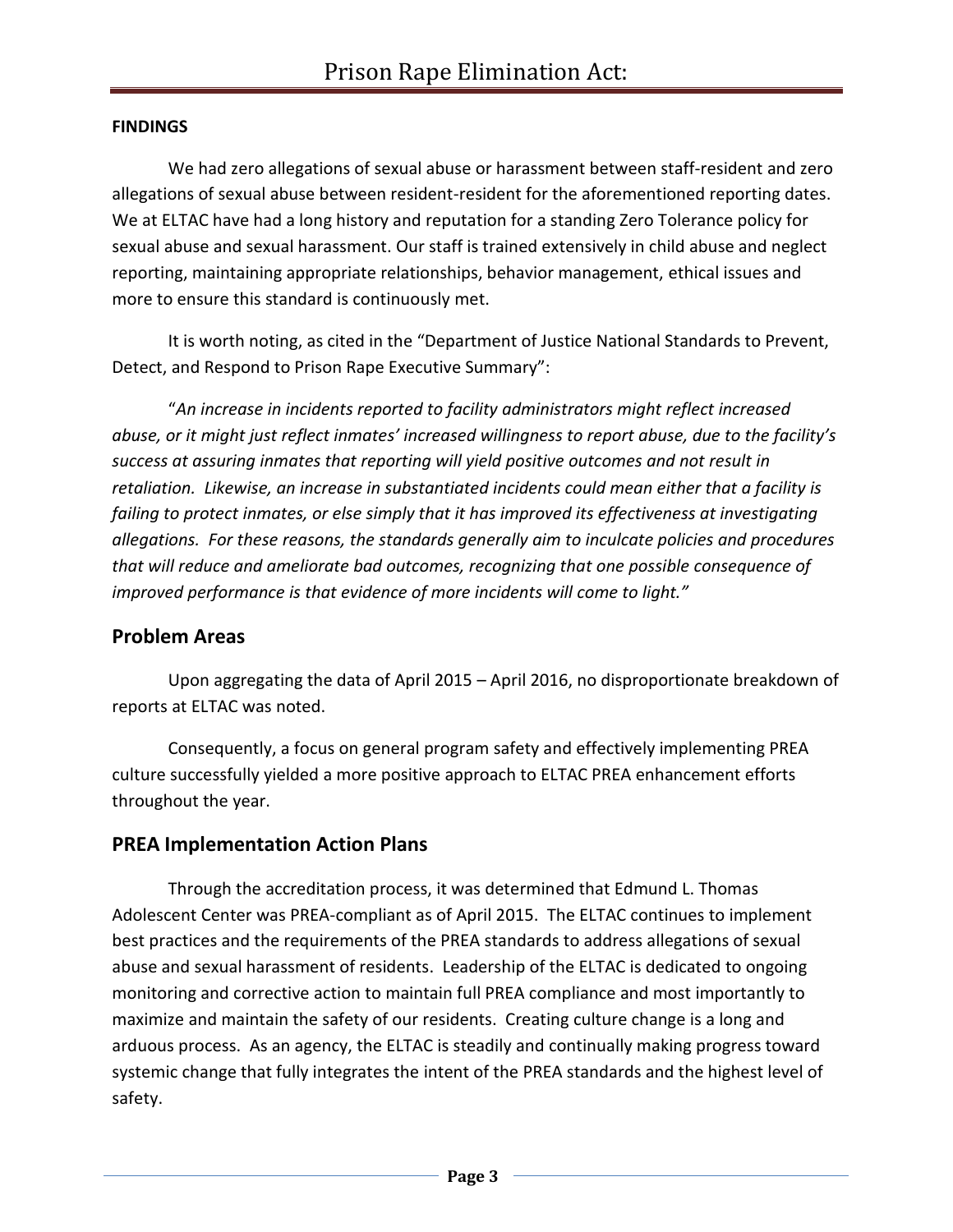**FINDINGS**

We had zero allegations of sexual abuse or harassment between staff-resident and zero allegations of sexual abuse between resident-resident for the aforementioned reporting dates. We at ELTAC have had a long history and reputation for a standing Zero Tolerance policy for sexual abuse and sexual harassment. Our staff is trained extensively in child abuse and neglect reporting, maintaining appropriate relationships, behavior management, ethical issues and more to ensure this standard is continuously met.

It is worth noting, as cited in the "Department of Justice National Standards to Prevent, Detect, and Respond to Prison Rape Executive Summary":

"*An increase in incidents reported to facility administrators might reflect increased abuse, or it might just reflect inmates' increased willingness to report abuse, due to the facility's success at assuring inmates that reporting will yield positive outcomes and not result in retaliation. Likewise, an increase in substantiated incidents could mean either that a facility is failing to protect inmates, or else simply that it has improved its effectiveness at investigating allegations. For these reasons, the standards generally aim to inculcate policies and procedures that will reduce and ameliorate bad outcomes, recognizing that one possible consequence of improved performance is that evidence of more incidents will come to light.*"

## Problem Areas

Upon aggregating the data of April 2015 – April 2016, no disproportionate breakdown of reports at ELTAC was noted.

Consequently, a focus on general program safety and effectively implementing PREA culture successfully yielded a more positive approach to ELTAC PREA enhancement efforts throughout the year.

## PREA Implementation Action Plans

Through the accreditation process, it was determined that Edmund L. Thomas Adolescent Center was PREA-compliant as of April 2015. The ELTAC continues to implement best practices and the requirements of the PREA standards to address allegations of sexual abuse and sexual harassment of residents. Leadership of the ELTAC is dedicated to ongoing monitoring and corrective action to maintain full PREA compliance and most importantly to maximize and maintain the safety of our residents. Creating culture change is a long and arduous process. As an agency, the ELTAC is steadily and continually making progress toward systemic change that fully integrates the intent of the PREA standards and the highest level of safety.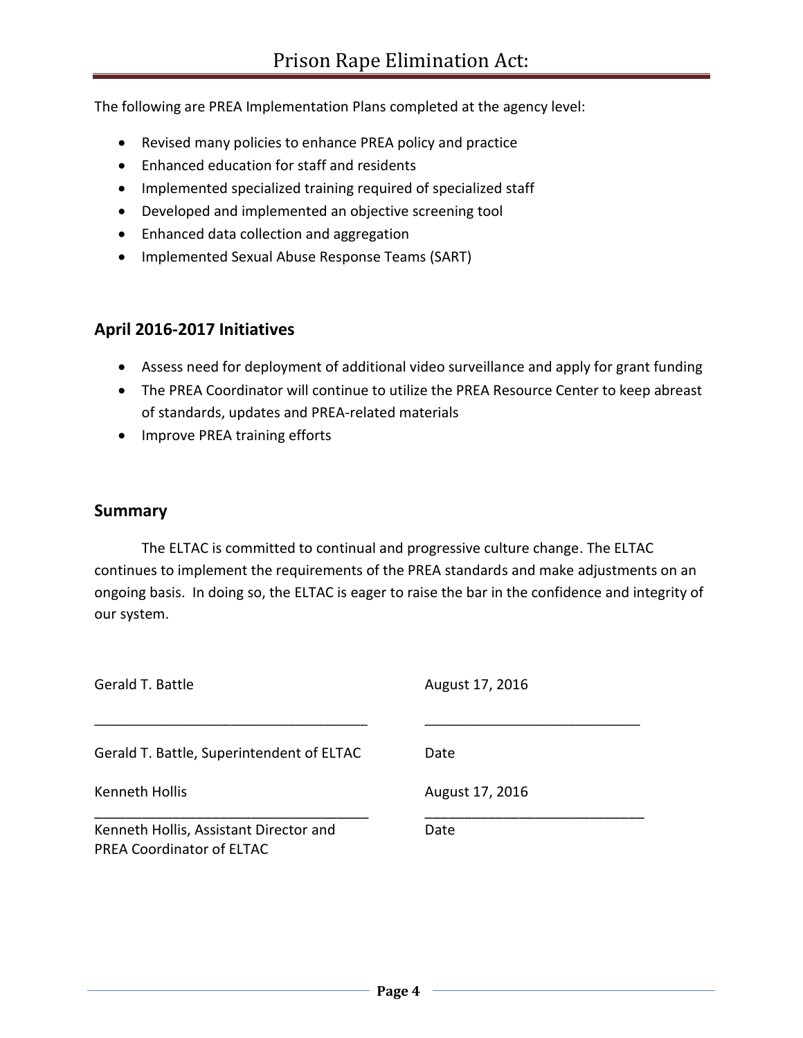The following are PREA Implementation Plans completed at the agency level:

- Revised many policies to enhance PREA policy and practice
- Enhanced education for staff and residents
- Implemented specialized training required of specialized staff
- Developed and implemented an objective screening tool
- Enhanced data collection and aggregation
- Implemented Sexual Abuse Response Teams (SART)

## April 2016-2017 Initiatives

- Assess need for deployment of additional video surveillance and apply for grant funding
- The PREA Coordinator will continue to utilize the PREA Resource Center to keep abreast of standards, updates and PREA-related materials
- Improve PREA training efforts

## Summary

The ELTAC is committed to continual and progressive culture change. The ELTAC continues to implement the requirements of the PREA standards and make adjustments on an ongoing basis. In doing so, the ELTAC is eager to raise the bar in the confidence and integrity of our system.

| | |
|---|---|
| Gerald T. Battle | August 17, 2016 |
| ___________________________________ | ____________________________ |
| Gerald T. Battle, Superintendent of ELTAC | Date |
| Kenneth Hollis | August 17, 2016 |
| ___________________________________ | ____________________________ |
| Kenneth Hollis, Assistant Director and PREA Coordinator of ELTAC | Date |